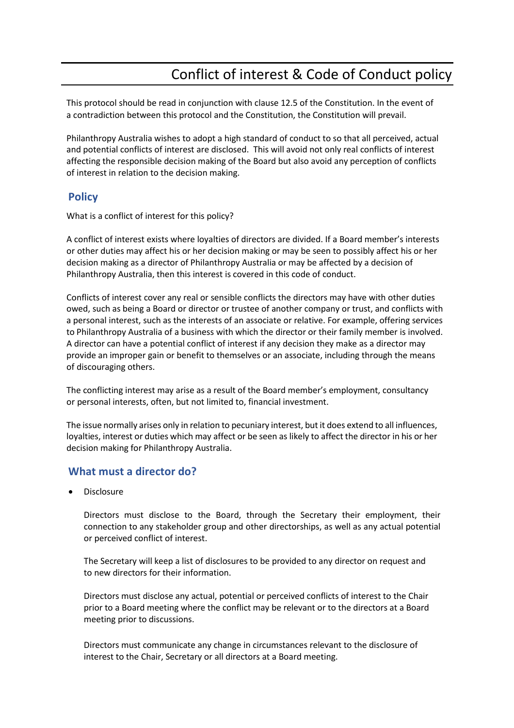# Conflict of interest & Code of Conduct policy

This protocol should be read in conjunction with clause 12.5 of the Constitution. In the event of a contradiction between this protocol and the Constitution, the Constitution will prevail.

Philanthropy Australia wishes to adopt a high standard of conduct to so that all perceived, actual and potential conflicts of interest are disclosed. This will avoid not only real conflicts of interest affecting the responsible decision making of the Board but also avoid any perception of conflicts of interest in relation to the decision making.

## Policy

What is a conflict of interest for this policy?

A conflict of interest exists where loyalties of directors are divided. If a Board member's interests or other duties may affect his or her decision making or may be seen to possibly affect his or her decision making as a director of Philanthropy Australia or may be affected by a decision of Philanthropy Australia, then this interest is covered in this code of conduct.

Conflicts of interest cover any real or sensible conflicts the directors may have with other duties owed, such as being a Board or director or trustee of another company or trust, and conflicts with a personal interest, such as the interests of an associate or relative. For example, offering services to Philanthropy Australia of a business with which the director or their family member is involved. A director can have a potential conflict of interest if any decision they make as a director may provide an improper gain or benefit to themselves or an associate, including through the means of discouraging others.

The conflicting interest may arise as a result of the Board member's employment, consultancy or personal interests, often, but not limited to, financial investment.

The issue normally arises only in relation to pecuniary interest, but it does extend to all influences, loyalties, interest or duties which may affect or be seen as likely to affect the director in his or her decision making for Philanthropy Australia.

## What must a director do?

- Disclosure

  Directors must disclose to the Board, through the Secretary their employment, their connection to any stakeholder group and other directorships, as well as any actual potential or perceived conflict of interest.

  The Secretary will keep a list of disclosures to be provided to any director on request and to new directors for their information.

  Directors must disclose any actual, potential or perceived conflicts of interest to the Chair prior to a Board meeting where the conflict may be relevant or to the directors at a Board meeting prior to discussions.

  Directors must communicate any change in circumstances relevant to the disclosure of interest to the Chair, Secretary or all directors at a Board meeting.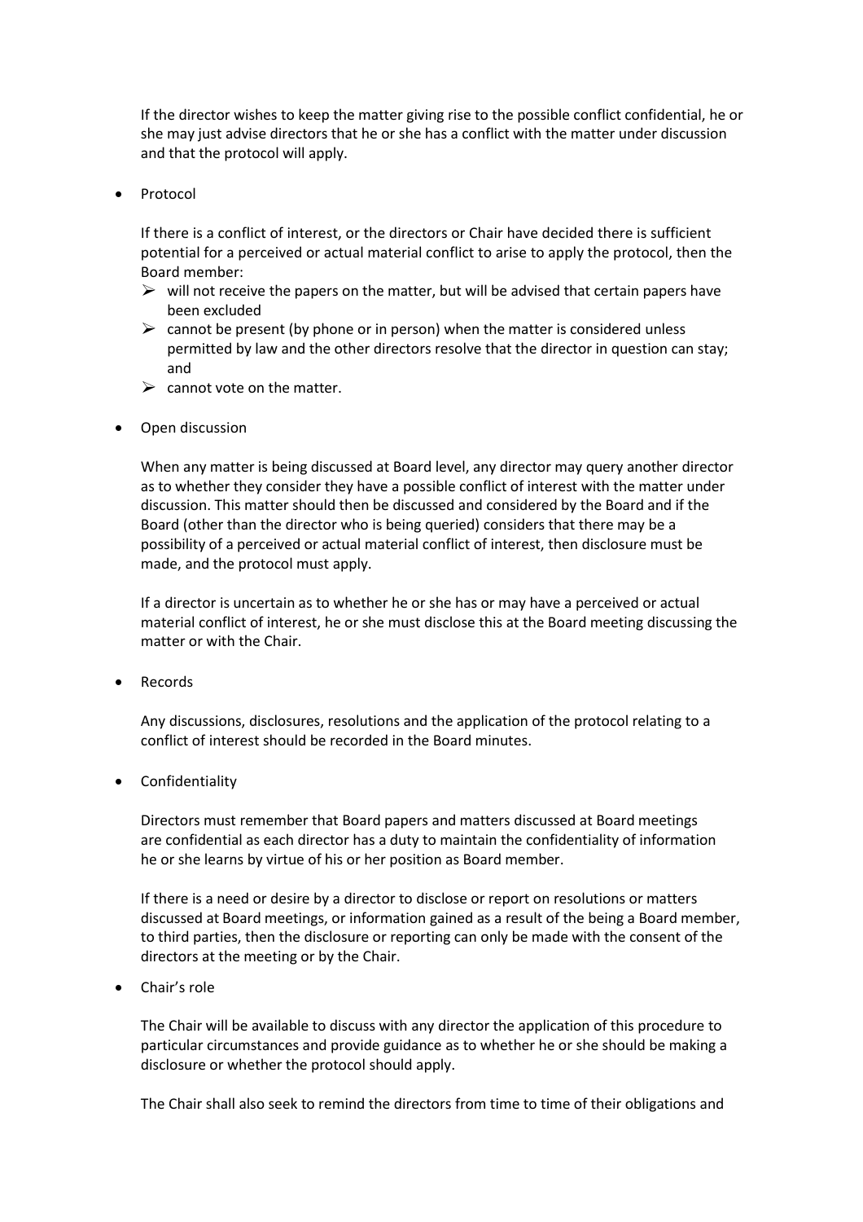If the director wishes to keep the matter giving rise to the possible conflict confidential, he or she may just advise directors that he or she has a conflict with the matter under discussion and that the protocol will apply.

- Protocol

  If there is a conflict of interest, or the directors or Chair have decided there is sufficient potential for a perceived or actual material conflict to arise to apply the protocol, then the Board member:

  - will not receive the papers on the matter, but will be advised that certain papers have been excluded
  - cannot be present (by phone or in person) when the matter is considered unless permitted by law and the other directors resolve that the director in question can stay; and
  - cannot vote on the matter.

- Open discussion

  When any matter is being discussed at Board level, any director may query another director as to whether they consider they have a possible conflict of interest with the matter under discussion. This matter should then be discussed and considered by the Board and if the Board (other than the director who is being queried) considers that there may be a possibility of a perceived or actual material conflict of interest, then disclosure must be made, and the protocol must apply.

  If a director is uncertain as to whether he or she has or may have a perceived or actual material conflict of interest, he or she must disclose this at the Board meeting discussing the matter or with the Chair.

- Records

  Any discussions, disclosures, resolutions and the application of the protocol relating to a conflict of interest should be recorded in the Board minutes.

- Confidentiality

  Directors must remember that Board papers and matters discussed at Board meetings are confidential as each director has a duty to maintain the confidentiality of information he or she learns by virtue of his or her position as Board member.

  If there is a need or desire by a director to disclose or report on resolutions or matters discussed at Board meetings, or information gained as a result of the being a Board member, to third parties, then the disclosure or reporting can only be made with the consent of the directors at the meeting or by the Chair.

- Chair's role

  The Chair will be available to discuss with any director the application of this procedure to particular circumstances and provide guidance as to whether he or she should be making a disclosure or whether the protocol should apply.

  The Chair shall also seek to remind the directors from time to time of their obligations and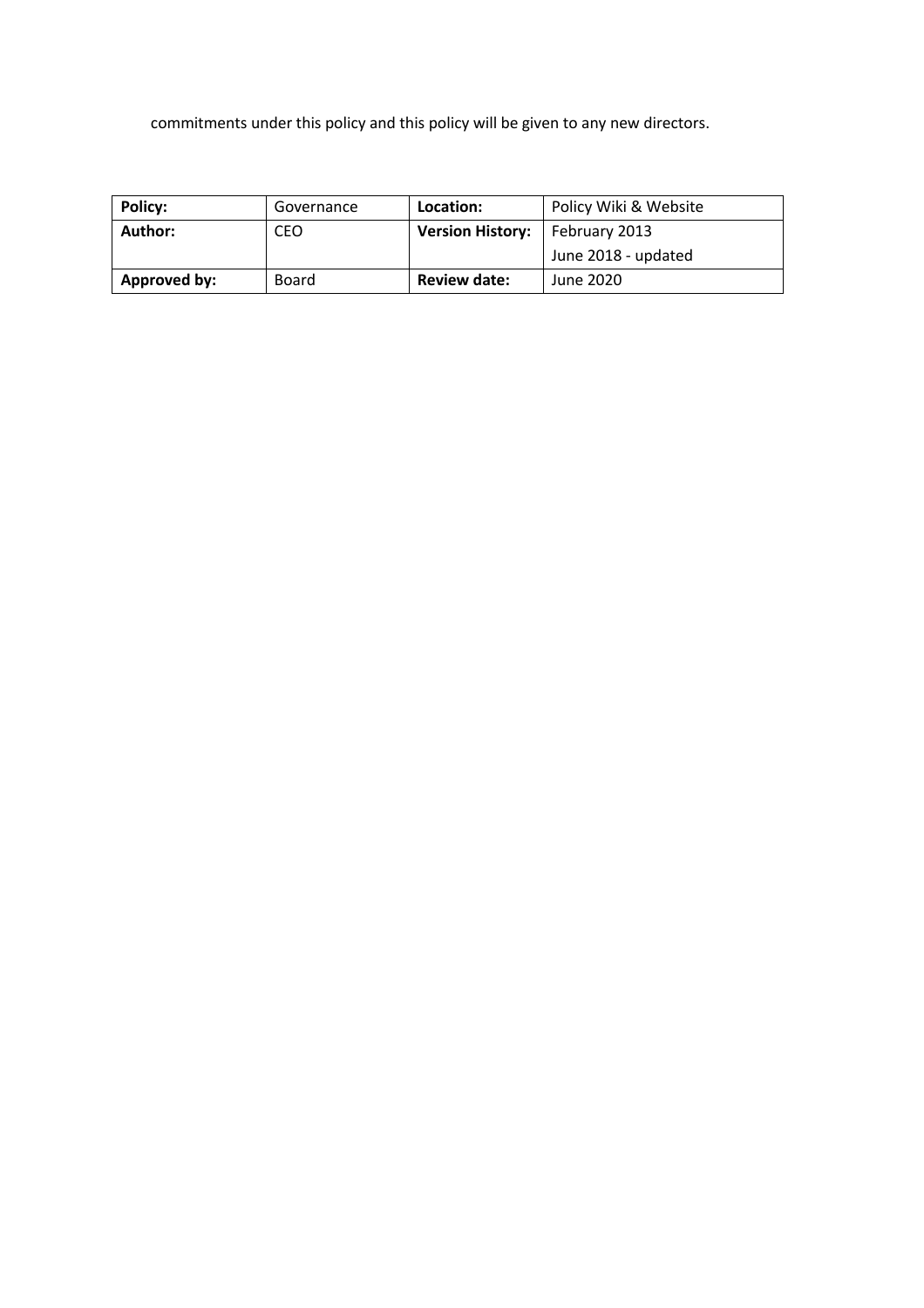commitments under this policy and this policy will be given to any new directors.

| | | | |
|---|---|---|---|
| **Policy:** | Governance | **Location:** | Policy Wiki & Website |
| **Author:** | CEO | **Version History:** | February 2013<br>June 2018 - updated |
| **Approved by:** | Board | **Review date:** | June 2020 |